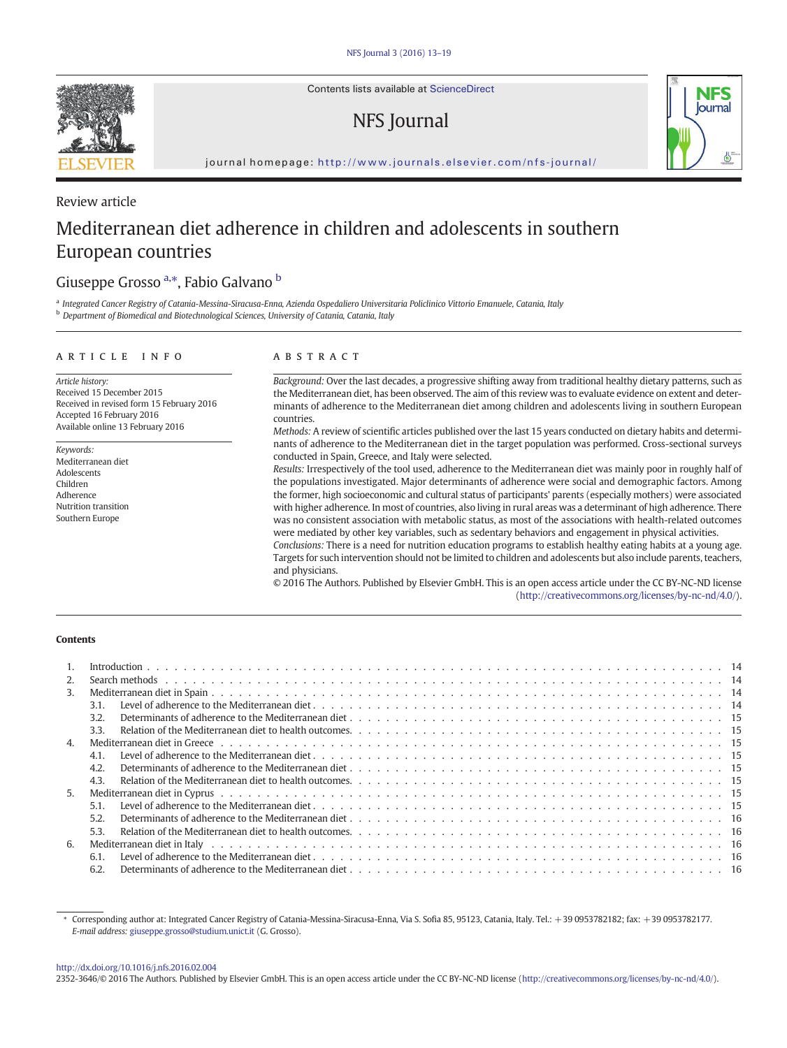Contents lists available at ScienceDirect

NFS Journal

journal homepage: http://www.journals.elsevier.com/nfs-journal/

Review article

# Mediterranean diet adherence in children and adolescents in southern European countries

Giuseppe Grosso [a,*], Fabio Galvano [b]

[a] Integrated Cancer Registry of Catania-Messina-Siracusa-Enna, Azienda Ospedaliero Universitaria Policlinico Vittorio Emanuele, Catania, Italy
[b] Department of Biomedical and Biotechnological Sciences, University of Catania, Catania, Italy

## ARTICLE INFO

*Article history:*
Received 15 December 2015
Received in revised form 15 February 2016
Accepted 16 February 2016
Available online 13 February 2016

*Keywords:*
Mediterranean diet
Adolescents
Children
Adherence
Nutrition transition
Southern Europe

## ABSTRACT

*Background:* Over the last decades, a progressive shifting away from traditional healthy dietary patterns, such as the Mediterranean diet, has been observed. The aim of this review was to evaluate evidence on extent and determinants of adherence to the Mediterranean diet among children and adolescents living in southern European countries.

*Methods:* A review of scientific articles published over the last 15 years conducted on dietary habits and determinants of adherence to the Mediterranean diet in the target population was performed. Cross-sectional surveys conducted in Spain, Greece, and Italy were selected.

*Results:* Irrespectively of the tool used, adherence to the Mediterranean diet was mainly poor in roughly half of the populations investigated. Major determinants of adherence were social and demographic factors. Among the former, high socioeconomic and cultural status of participants' parents (especially mothers) were associated with higher adherence. In most of countries, also living in rural areas was a determinant of high adherence. There was no consistent association with metabolic status, as most of the associations with health-related outcomes were mediated by other key variables, such as sedentary behaviors and engagement in physical activities.

*Conclusions:* There is a need for nutrition education programs to establish healthy eating habits at a young age. Targets for such intervention should not be limited to children and adolescents but also include parents, teachers, and physicians.

© 2016 The Authors. Published by Elsevier GmbH. This is an open access article under the CC BY-NC-ND license (http://creativecommons.org/licenses/by-nc-nd/4.0/).

**Contents**

1. Introduction . . . 14
2. Search methods . . . 14
3. Mediterranean diet in Spain . . . 14
   - 3.1. Level of adherence to the Mediterranean diet . . . 14
   - 3.2. Determinants of adherence to the Mediterranean diet . . . 15
   - 3.3. Relation of the Mediterranean diet to health outcomes. . . . 15
4. Mediterranean diet in Greece . . . 15
   - 4.1. Level of adherence to the Mediterranean diet . . . 15
   - 4.2. Determinants of adherence to the Mediterranean diet . . . 15
   - 4.3. Relation of the Mediterranean diet to health outcomes. . . . 15
5. Mediterranean diet in Cyprus . . . 15
   - 5.1. Level of adherence to the Mediterranean diet . . . 15
   - 5.2. Determinants of adherence to the Mediterranean diet . . . 16
   - 5.3. Relation of the Mediterranean diet to health outcomes. . . . 16
6. Mediterranean diet in Italy . . . 16
   - 6.1. Level of adherence to the Mediterranean diet . . . 16
   - 6.2. Determinants of adherence to the Mediterranean diet . . . 16

* Corresponding author at: Integrated Cancer Registry of Catania-Messina-Siracusa-Enna, Via S. Sofia 85, 95123, Catania, Italy. Tel.: +39 0953782182; fax: +39 0953782177. *E-mail address:* giuseppe.grosso@studium.unict.it (G. Grosso).

http://dx.doi.org/10.1016/j.nfs.2016.02.004
2352-3646/© 2016 The Authors. Published by Elsevier GmbH. This is an open access article under the CC BY-NC-ND license (http://creativecommons.org/licenses/by-nc-nd/4.0/).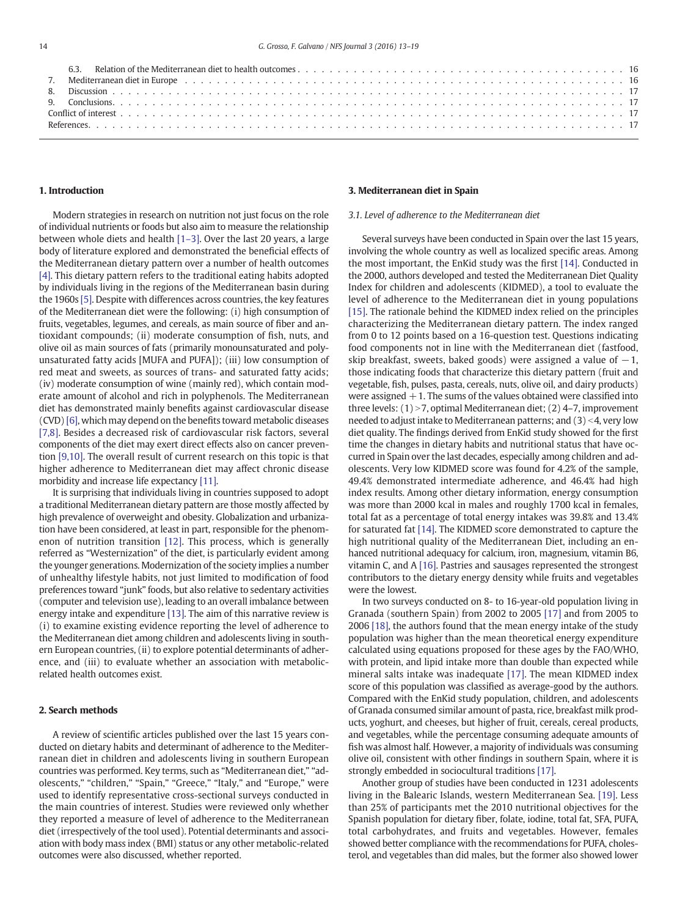| | | |
|---|---|---|
| 6.3. | Relation of the Mediterranean diet to health outcomes | 16 |
| 7. | Mediterranean diet in Europe | 16 |
| 8. | Discussion | 17 |
| 9. | Conclusions | 17 |
| | Conflict of interest | 17 |
| | References | 17 |

## 1. Introduction

Modern strategies in research on nutrition not just focus on the role of individual nutrients or foods but also aim to measure the relationship between whole diets and health [1–3]. Over the last 20 years, a large body of literature explored and demonstrated the beneficial effects of the Mediterranean dietary pattern over a number of health outcomes [4]. This dietary pattern refers to the traditional eating habits adopted by individuals living in the regions of the Mediterranean basin during the 1960s [5]. Despite with differences across countries, the key features of the Mediterranean diet were the following: (i) high consumption of fruits, vegetables, legumes, and cereals, as main source of fiber and antioxidant compounds; (ii) moderate consumption of fish, nuts, and olive oil as main sources of fats (primarily monounsaturated and polyunsaturated fatty acids [MUFA and PUFA]); (iii) low consumption of red meat and sweets, as sources of trans- and saturated fatty acids; (iv) moderate consumption of wine (mainly red), which contain moderate amount of alcohol and rich in polyphenols. The Mediterranean diet has demonstrated mainly benefits against cardiovascular disease (CVD) [6], which may depend on the benefits toward metabolic diseases [7,8]. Besides a decreased risk of cardiovascular risk factors, several components of the diet may exert direct effects also on cancer prevention [9,10]. The overall result of current research on this topic is that higher adherence to Mediterranean diet may affect chronic disease morbidity and increase life expectancy [11].

It is surprising that individuals living in countries supposed to adopt a traditional Mediterranean dietary pattern are those mostly affected by high prevalence of overweight and obesity. Globalization and urbanization have been considered, at least in part, responsible for the phenomenon of nutrition transition [12]. This process, which is generally referred as "Westernization" of the diet, is particularly evident among the younger generations. Modernization of the society implies a number of unhealthy lifestyle habits, not just limited to modification of food preferences toward "junk" foods, but also relative to sedentary activities (computer and television use), leading to an overall imbalance between energy intake and expenditure [13]. The aim of this narrative review is (i) to examine existing evidence reporting the level of adherence to the Mediterranean diet among children and adolescents living in southern European countries, (ii) to explore potential determinants of adherence, and (iii) to evaluate whether an association with metabolic-related health outcomes exist.

## 2. Search methods

A review of scientific articles published over the last 15 years conducted on dietary habits and determinant of adherence to the Mediterranean diet in children and adolescents living in southern European countries was performed. Key terms, such as "Mediterranean diet," "adolescents," "children," "Spain," "Greece," "Italy," and "Europe," were used to identify representative cross-sectional surveys conducted in the main countries of interest. Studies were reviewed only whether they reported a measure of level of adherence to the Mediterranean diet (irrespectively of the tool used). Potential determinants and association with body mass index (BMI) status or any other metabolic-related outcomes were also discussed, whether reported.

## 3. Mediterranean diet in Spain

### 3.1. Level of adherence to the Mediterranean diet

Several surveys have been conducted in Spain over the last 15 years, involving the whole country as well as localized specific areas. Among the most important, the EnKid study was the first [14]. Conducted in the 2000, authors developed and tested the Mediterranean Diet Quality Index for children and adolescents (KIDMED), a tool to evaluate the level of adherence to the Mediterranean diet in young populations [15]. The rationale behind the KIDMED index relied on the principles characterizing the Mediterranean dietary pattern. The index ranged from 0 to 12 points based on a 16-question test. Questions indicating food components not in line with the Mediterranean diet (fastfood, skip breakfast, sweets, baked goods) were assigned a value of −1, those indicating foods that characterize this dietary pattern (fruit and vegetable, fish, pulses, pasta, cereals, nuts, olive oil, and dairy products) were assigned +1. The sums of the values obtained were classified into three levels: (1) >7, optimal Mediterranean diet; (2) 4–7, improvement needed to adjust intake to Mediterranean patterns; and (3) <4, very low diet quality. The findings derived from EnKid study showed for the first time the changes in dietary habits and nutritional status that have occurred in Spain over the last decades, especially among children and adolescents. Very low KIDMED score was found for 4.2% of the sample, 49.4% demonstrated intermediate adherence, and 46.4% had high index results. Among other dietary information, energy consumption was more than 2000 kcal in males and roughly 1700 kcal in females, total fat as a percentage of total energy intakes was 39.8% and 13.4% for saturated fat [14]. The KIDMED score demonstrated to capture the high nutritional quality of the Mediterranean Diet, including an enhanced nutritional adequacy for calcium, iron, magnesium, vitamin B6, vitamin C, and A [16]. Pastries and sausages represented the strongest contributors to the dietary energy density while fruits and vegetables were the lowest.

In two surveys conducted on 8- to 16-year-old population living in Granada (southern Spain) from 2002 to 2005 [17] and from 2005 to 2006 [18], the authors found that the mean energy intake of the study population was higher than the mean theoretical energy expenditure calculated using equations proposed for these ages by the FAO/WHO, with protein, and lipid intake more than double than expected while mineral salts intake was inadequate [17]. The mean KIDMED index score of this population was classified as average-good by the authors. Compared with the EnKid study population, children, and adolescents of Granada consumed similar amount of pasta, rice, breakfast milk products, yoghurt, and cheeses, but higher of fruit, cereals, cereal products, and vegetables, while the percentage consuming adequate amounts of fish was almost half. However, a majority of individuals was consuming olive oil, consistent with other findings in southern Spain, where it is strongly embedded in sociocultural traditions [17].

Another group of studies have been conducted in 1231 adolescents living in the Balearic Islands, western Mediterranean Sea. [19]. Less than 25% of participants met the 2010 nutritional objectives for the Spanish population for dietary fiber, folate, iodine, total fat, SFA, PUFA, total carbohydrates, and fruits and vegetables. However, females showed better compliance with the recommendations for PUFA, cholesterol, and vegetables than did males, but the former also showed lower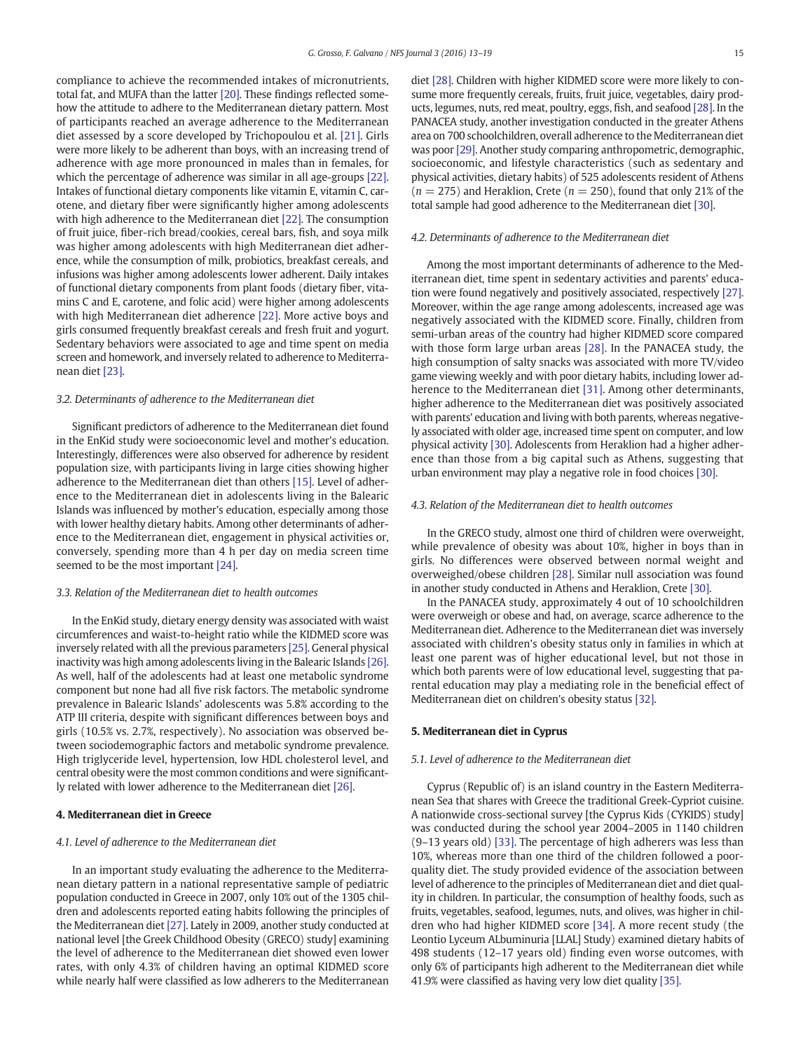compliance to achieve the recommended intakes of micronutrients, total fat, and MUFA than the latter [20]. These findings reflected somehow the attitude to adhere to the Mediterranean dietary pattern. Most of participants reached an average adherence to the Mediterranean diet assessed by a score developed by Trichopoulou et al. [21]. Girls were more likely to be adherent than boys, with an increasing trend of adherence with age more pronounced in males than in females, for which the percentage of adherence was similar in all age-groups [22]. Intakes of functional dietary components like vitamin E, vitamin C, carotene, and dietary fiber were significantly higher among adolescents with high adherence to the Mediterranean diet [22]. The consumption of fruit juice, fiber-rich bread/cookies, cereal bars, fish, and soya milk was higher among adolescents with high Mediterranean diet adherence, while the consumption of milk, probiotics, breakfast cereals, and infusions was higher among adolescents lower adherent. Daily intakes of functional dietary components from plant foods (dietary fiber, vitamins C and E, carotene, and folic acid) were higher among adolescents with high Mediterranean diet adherence [22]. More active boys and girls consumed frequently breakfast cereals and fresh fruit and yogurt. Sedentary behaviors were associated to age and time spent on media screen and homework, and inversely related to adherence to Mediterranean diet [23].

### 3.2. Determinants of adherence to the Mediterranean diet

Significant predictors of adherence to the Mediterranean diet found in the EnKid study were socioeconomic level and mother's education. Interestingly, differences were also observed for adherence by resident population size, with participants living in large cities showing higher adherence to the Mediterranean diet than others [15]. Level of adherence to the Mediterranean diet in adolescents living in the Balearic Islands was influenced by mother's education, especially among those with lower healthy dietary habits. Among other determinants of adherence to the Mediterranean diet, engagement in physical activities or, conversely, spending more than 4 h per day on media screen time seemed to be the most important [24].

### 3.3. Relation of the Mediterranean diet to health outcomes

In the EnKid study, dietary energy density was associated with waist circumferences and waist-to-height ratio while the KIDMED score was inversely related with all the previous parameters [25]. General physical inactivity was high among adolescents living in the Balearic Islands [26]. As well, half of the adolescents had at least one metabolic syndrome component but none had all five risk factors. The metabolic syndrome prevalence in Balearic Islands' adolescents was 5.8% according to the ATP III criteria, despite with significant differences between boys and girls (10.5% vs. 2.7%, respectively). No association was observed between sociodemographic factors and metabolic syndrome prevalence. High triglyceride level, hypertension, low HDL cholesterol level, and central obesity were the most common conditions and were significantly related with lower adherence to the Mediterranean diet [26].

## 4. Mediterranean diet in Greece

### 4.1. Level of adherence to the Mediterranean diet

In an important study evaluating the adherence to the Mediterranean dietary pattern in a national representative sample of pediatric population conducted in Greece in 2007, only 10% out of the 1305 children and adolescents reported eating habits following the principles of the Mediterranean diet [27]. Lately in 2009, another study conducted at national level [the Greek Childhood Obesity (GRECO) study] examining the level of adherence to the Mediterranean diet showed even lower rates, with only 4.3% of children having an optimal KIDMED score while nearly half were classified as low adherers to the Mediterranean diet [28]. Children with higher KIDMED score were more likely to consume more frequently cereals, fruits, fruit juice, vegetables, dairy products, legumes, nuts, red meat, poultry, eggs, fish, and seafood [28]. In the PANACEA study, another investigation conducted in the greater Athens area on 700 schoolchildren, overall adherence to the Mediterranean diet was poor [29]. Another study comparing anthropometric, demographic, socioeconomic, and lifestyle characteristics (such as sedentary and physical activities, dietary habits) of 525 adolescents resident of Athens ($n = 275$) and Heraklion, Crete ($n = 250$), found that only 21% of the total sample had good adherence to the Mediterranean diet [30].

### 4.2. Determinants of adherence to the Mediterranean diet

Among the most important determinants of adherence to the Mediterranean diet, time spent in sedentary activities and parents' education were found negatively and positively associated, respectively [27]. Moreover, within the age range among adolescents, increased age was negatively associated with the KIDMED score. Finally, children from semi-urban areas of the country had higher KIDMED score compared with those form large urban areas [28]. In the PANACEA study, the high consumption of salty snacks was associated with more TV/video game viewing weekly and with poor dietary habits, including lower adherence to the Mediterranean diet [31]. Among other determinants, higher adherence to the Mediterranean diet was positively associated with parents' education and living with both parents, whereas negatively associated with older age, increased time spent on computer, and low physical activity [30]. Adolescents from Heraklion had a higher adherence than those from a big capital such as Athens, suggesting that urban environment may play a negative role in food choices [30].

### 4.3. Relation of the Mediterranean diet to health outcomes

In the GRECO study, almost one third of children were overweight, while prevalence of obesity was about 10%, higher in boys than in girls. No differences were observed between normal weight and overweighed/obese children [28]. Similar null association was found in another study conducted in Athens and Heraklion, Crete [30].

In the PANACEA study, approximately 4 out of 10 schoolchildren were overweigh or obese and had, on average, scarce adherence to the Mediterranean diet. Adherence to the Mediterranean diet was inversely associated with children's obesity status only in families in which at least one parent was of higher educational level, but not those in which both parents were of low educational level, suggesting that parental education may play a mediating role in the beneficial effect of Mediterranean diet on children's obesity status [32].

## 5. Mediterranean diet in Cyprus

### 5.1. Level of adherence to the Mediterranean diet

Cyprus (Republic of) is an island country in the Eastern Mediterranean Sea that shares with Greece the traditional Greek-Cypriot cuisine. A nationwide cross-sectional survey [the Cyprus Kids (CYKIDS) study] was conducted during the school year 2004–2005 in 1140 children (9–13 years old) [33]. The percentage of high adherers was less than 10%, whereas more than one third of the children followed a poor-quality diet. The study provided evidence of the association between level of adherence to the principles of Mediterranean diet and diet quality in children. In particular, the consumption of healthy foods, such as fruits, vegetables, seafood, legumes, nuts, and olives, was higher in children who had higher KIDMED score [34]. A more recent study (the Leontio Lyceum ALbuminuria [LLAL] Study) examined dietary habits of 498 students (12–17 years old) finding even worse outcomes, with only 6% of participants high adherent to the Mediterranean diet while 41.9% were classified as having very low diet quality [35].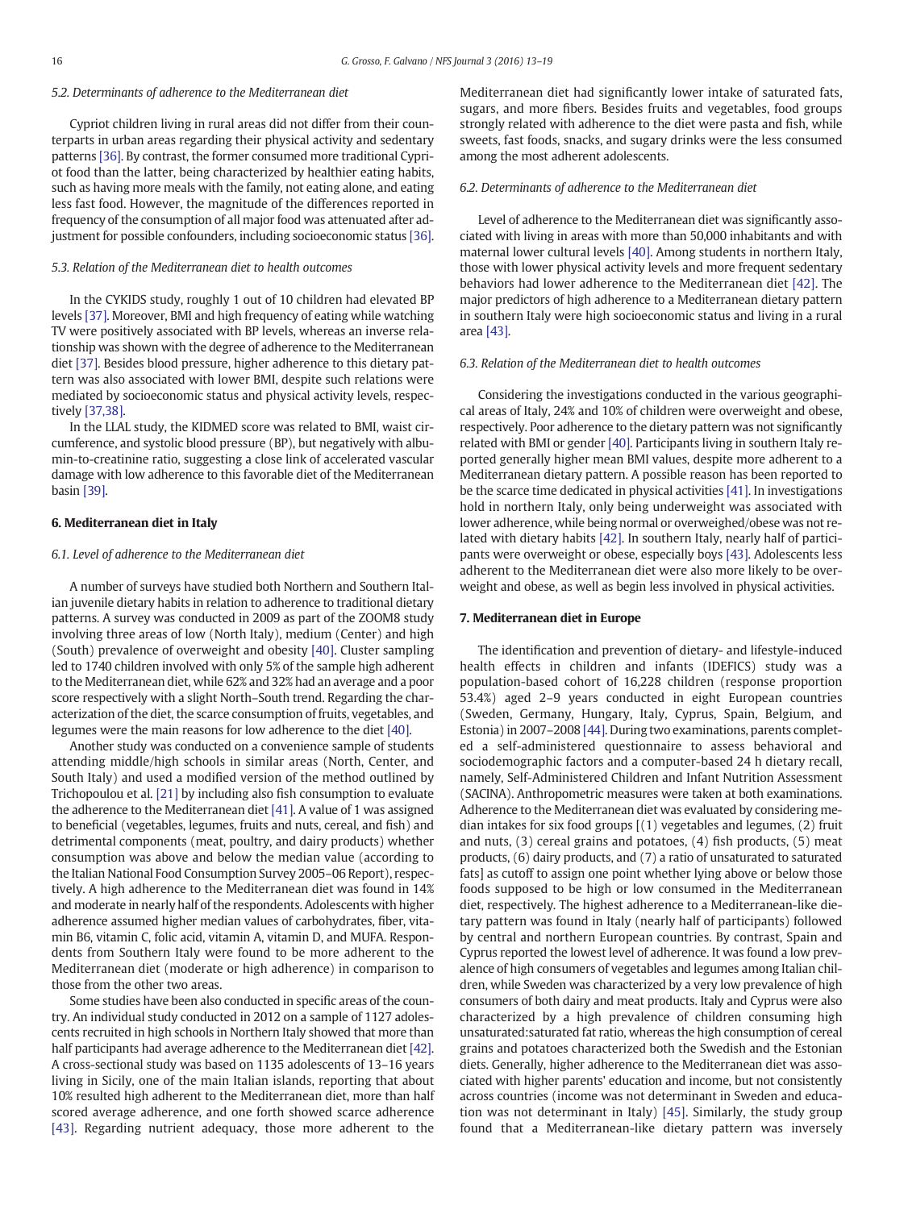### 5.2. Determinants of adherence to the Mediterranean diet

Cypriot children living in rural areas did not differ from their counterparts in urban areas regarding their physical activity and sedentary patterns [36]. By contrast, the former consumed more traditional Cypriot food than the latter, being characterized by healthier eating habits, such as having more meals with the family, not eating alone, and eating less fast food. However, the magnitude of the differences reported in frequency of the consumption of all major food was attenuated after adjustment for possible confounders, including socioeconomic status [36].

### 5.3. Relation of the Mediterranean diet to health outcomes

In the CYKIDS study, roughly 1 out of 10 children had elevated BP levels [37]. Moreover, BMI and high frequency of eating while watching TV were positively associated with BP levels, whereas an inverse relationship was shown with the degree of adherence to the Mediterranean diet [37]. Besides blood pressure, higher adherence to this dietary pattern was also associated with lower BMI, despite such relations were mediated by socioeconomic status and physical activity levels, respectively [37,38].

In the LLAL study, the KIDMED score was related to BMI, waist circumference, and systolic blood pressure (BP), but negatively with albumin-to-creatinine ratio, suggesting a close link of accelerated vascular damage with low adherence to this favorable diet of the Mediterranean basin [39].

## 6. Mediterranean diet in Italy

### 6.1. Level of adherence to the Mediterranean diet

A number of surveys have studied both Northern and Southern Italian juvenile dietary habits in relation to adherence to traditional dietary patterns. A survey was conducted in 2009 as part of the ZOOM8 study involving three areas of low (North Italy), medium (Center) and high (South) prevalence of overweight and obesity [40]. Cluster sampling led to 1740 children involved with only 5% of the sample high adherent to the Mediterranean diet, while 62% and 32% had an average and a poor score respectively with a slight North–South trend. Regarding the characterization of the diet, the scarce consumption of fruits, vegetables, and legumes were the main reasons for low adherence to the diet [40].

Another study was conducted on a convenience sample of students attending middle/high schools in similar areas (North, Center, and South Italy) and used a modified version of the method outlined by Trichopoulou et al. [21] by including also fish consumption to evaluate the adherence to the Mediterranean diet [41]. A value of 1 was assigned to beneficial (vegetables, legumes, fruits and nuts, cereal, and fish) and detrimental components (meat, poultry, and dairy products) whether consumption was above and below the median value (according to the Italian National Food Consumption Survey 2005–06 Report), respectively. A high adherence to the Mediterranean diet was found in 14% and moderate in nearly half of the respondents. Adolescents with higher adherence assumed higher median values of carbohydrates, fiber, vitamin B6, vitamin C, folic acid, vitamin A, vitamin D, and MUFA. Respondents from Southern Italy were found to be more adherent to the Mediterranean diet (moderate or high adherence) in comparison to those from the other two areas.

Some studies have been also conducted in specific areas of the country. An individual study conducted in 2012 on a sample of 1127 adolescents recruited in high schools in Northern Italy showed that more than half participants had average adherence to the Mediterranean diet [42]. A cross-sectional study was based on 1135 adolescents of 13–16 years living in Sicily, one of the main Italian islands, reporting that about 10% resulted high adherent to the Mediterranean diet, more than half scored average adherence, and one forth showed scarce adherence [43]. Regarding nutrient adequacy, those more adherent to the Mediterranean diet had significantly lower intake of saturated fats, sugars, and more fibers. Besides fruits and vegetables, food groups strongly related with adherence to the diet were pasta and fish, while sweets, fast foods, snacks, and sugary drinks were the less consumed among the most adherent adolescents.

### 6.2. Determinants of adherence to the Mediterranean diet

Level of adherence to the Mediterranean diet was significantly associated with living in areas with more than 50,000 inhabitants and with maternal lower cultural levels [40]. Among students in northern Italy, those with lower physical activity levels and more frequent sedentary behaviors had lower adherence to the Mediterranean diet [42]. The major predictors of high adherence to a Mediterranean dietary pattern in southern Italy were high socioeconomic status and living in a rural area [43].

### 6.3. Relation of the Mediterranean diet to health outcomes

Considering the investigations conducted in the various geographical areas of Italy, 24% and 10% of children were overweight and obese, respectively. Poor adherence to the dietary pattern was not significantly related with BMI or gender [40]. Participants living in southern Italy reported generally higher mean BMI values, despite more adherent to a Mediterranean dietary pattern. A possible reason has been reported to be the scarce time dedicated in physical activities [41]. In investigations hold in northern Italy, only being underweight was associated with lower adherence, while being normal or overweighed/obese was not related with dietary habits [42]. In southern Italy, nearly half of participants were overweight or obese, especially boys [43]. Adolescents less adherent to the Mediterranean diet were also more likely to be overweight and obese, as well as begin less involved in physical activities.

## 7. Mediterranean diet in Europe

The identification and prevention of dietary- and lifestyle-induced health effects in children and infants (IDEFICS) study was a population-based cohort of 16,228 children (response proportion 53.4%) aged 2–9 years conducted in eight European countries (Sweden, Germany, Hungary, Italy, Cyprus, Spain, Belgium, and Estonia) in 2007–2008 [44]. During two examinations, parents completed a self-administered questionnaire to assess behavioral and sociodemographic factors and a computer-based 24 h dietary recall, namely, Self-Administered Children and Infant Nutrition Assessment (SACINA). Anthropometric measures were taken at both examinations. Adherence to the Mediterranean diet was evaluated by considering median intakes for six food groups [(1) vegetables and legumes, (2) fruit and nuts, (3) cereal grains and potatoes, (4) fish products, (5) meat products, (6) dairy products, and (7) a ratio of unsaturated to saturated fats] as cutoff to assign one point whether lying above or below those foods supposed to be high or low consumed in the Mediterranean diet, respectively. The highest adherence to a Mediterranean-like dietary pattern was found in Italy (nearly half of participants) followed by central and northern European countries. By contrast, Spain and Cyprus reported the lowest level of adherence. It was found a low prevalence of high consumers of vegetables and legumes among Italian children, while Sweden was characterized by a very low prevalence of high consumers of both dairy and meat products. Italy and Cyprus were also characterized by a high prevalence of children consuming high unsaturated:saturated fat ratio, whereas the high consumption of cereal grains and potatoes characterized both the Swedish and the Estonian diets. Generally, higher adherence to the Mediterranean diet was associated with higher parents' education and income, but not consistently across countries (income was not determinant in Sweden and education was not determinant in Italy) [45]. Similarly, the study group found that a Mediterranean-like dietary pattern was inversely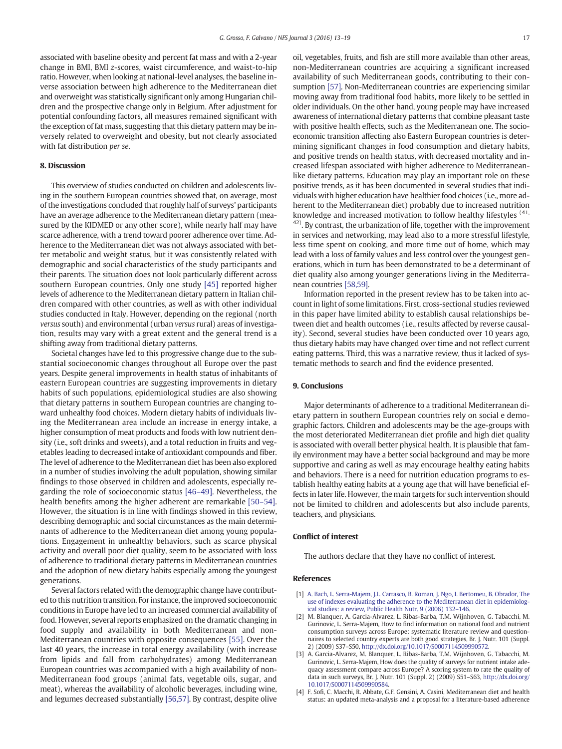associated with baseline obesity and percent fat mass and with a 2-year change in BMI, BMI z-scores, waist circumference, and waist-to-hip ratio. However, when looking at national-level analyses, the baseline inverse association between high adherence to the Mediterranean diet and overweight was statistically significant only among Hungarian children and the prospective change only in Belgium. After adjustment for potential confounding factors, all measures remained significant with the exception of fat mass, suggesting that this dietary pattern may be inversely related to overweight and obesity, but not clearly associated with fat distribution *per se*.

## 8. Discussion

This overview of studies conducted on children and adolescents living in the southern European countries showed that, on average, most of the investigations concluded that roughly half of surveys' participants have an average adherence to the Mediterranean dietary pattern (measured by the KIDMED or any other score), while nearly half may have scarce adherence, with a trend toward poorer adherence over time. Adherence to the Mediterranean diet was not always associated with better metabolic and weight status, but it was consistently related with demographic and social characteristics of the study participants and their parents. The situation does not look particularly different across southern European countries. Only one study [45] reported higher levels of adherence to the Mediterranean dietary pattern in Italian children compared with other countries, as well as with other individual studies conducted in Italy. However, depending on the regional (north *versus* south) and environmental (urban *versus* rural) areas of investigation, results may vary with a great extent and the general trend is a shifting away from traditional dietary patterns.

Societal changes have led to this progressive change due to the substantial socioeconomic changes throughout all Europe over the past years. Despite general improvements in health status of inhabitants of eastern European countries are suggesting improvements in dietary habits of such populations, epidemiological studies are also showing that dietary patterns in southern European countries are changing toward unhealthy food choices. Modern dietary habits of individuals living the Mediterranean area include an increase in energy intake, a higher consumption of meat products and foods with low nutrient density (i.e., soft drinks and sweets), and a total reduction in fruits and vegetables leading to decreased intake of antioxidant compounds and fiber. The level of adherence to the Mediterranean diet has been also explored in a number of studies involving the adult population, showing similar findings to those observed in children and adolescents, especially regarding the role of socioeconomic status [46–49]. Nevertheless, the health benefits among the higher adherent are remarkable [50–54]. However, the situation is in line with findings showed in this review, describing demographic and social circumstances as the main determinants of adherence to the Mediterranean diet among young populations. Engagement in unhealthy behaviors, such as scarce physical activity and overall poor diet quality, seem to be associated with loss of adherence to traditional dietary patterns in Mediterranean countries and the adoption of new dietary habits especially among the youngest generations.

Several factors related with the demographic change have contributed to this nutrition transition. For instance, the improved socioeconomic conditions in Europe have led to an increased commercial availability of food. However, several reports emphasized on the dramatic changing in food supply and availability in both Mediterranean and non-Mediterranean countries with opposite consequences [55]. Over the last 40 years, the increase in total energy availability (with increase from lipids and fall from carbohydrates) among Mediterranean European countries was accompanied with a high availability of non-Mediterranean food groups (animal fats, vegetable oils, sugar, and meat), whereas the availability of alcoholic beverages, including wine, and legumes decreased substantially [56,57]. By contrast, despite olive oil, vegetables, fruits, and fish are still more available than other areas, non-Mediterranean countries are acquiring a significant increased availability of such Mediterranean goods, contributing to their consumption [57]. Non-Mediterranean countries are experiencing similar moving away from traditional food habits, more likely to be settled in older individuals. On the other hand, young people may have increased awareness of international dietary patterns that combine pleasant taste with positive health effects, such as the Mediterranean one. The socioeconomic transition affecting also Eastern European countries is determining significant changes in food consumption and dietary habits, and positive trends on health status, with decreased mortality and increased lifespan associated with higher adherence to Mediterranean-like dietary patterns. Education may play an important role on these positive trends, as it has been documented in several studies that individuals with higher education have healthier food choices (i.e., more adherent to the Mediterranean diet) probably due to increased nutrition knowledge and increased motivation to follow healthy lifestyles (41, 42). By contrast, the urbanization of life, together with the improvement in services and networking, may lead also to a more stressful lifestyle, less time spent on cooking, and more time out of home, which may lead with a loss of family values and less control over the youngest generations, which in turn has been demonstrated to be a determinant of diet quality also among younger generations living in the Mediterranean countries [58,59].

Information reported in the present review has to be taken into account in light of some limitations. First, cross-sectional studies reviewed in this paper have limited ability to establish causal relationships between diet and health outcomes (i.e., results affected by reverse causality). Second, several studies have been conducted over 10 years ago, thus dietary habits may have changed over time and not reflect current eating patterns. Third, this was a narrative review, thus it lacked of systematic methods to search and find the evidence presented.

## 9. Conclusions

Major determinants of adherence to a traditional Mediterranean dietary pattern in southern European countries rely on social e demographic factors. Children and adolescents may be the age-groups with the most deteriorated Mediterranean diet profile and high diet quality is associated with overall better physical health. It is plausible that family environment may have a better social background and may be more supportive and caring as well as may encourage healthy eating habits and behaviors. There is a need for nutrition education programs to establish healthy eating habits at a young age that will have beneficial effects in later life. However, the main targets for such intervention should not be limited to children and adolescents but also include parents, teachers, and physicians.

## Conflict of interest

The authors declare that they have no conflict of interest.

## References

[1] A. Bach, L. Serra-Majem, J.L. Carrasco, B. Roman, J. Ngo, I. Bertomeu, B. Obrador, The use of indexes evaluating the adherence to the Mediterranean diet in epidemiological studies: a review, Public Health Nutr. 9 (2006) 132–146.

[2] M. Blanquer, A. Garcia-Alvarez, L. Ribas-Barba, T.M. Wijnhoven, G. Tabacchi, M. Gurinovic, L. Serra-Majem, How to find information on national food and nutrient consumption surveys across Europe: systematic literature review and questionnaires to selected country experts are both good strategies, Br. J. Nutr. 101 (Suppl. 2) (2009) S37–S50, http://dx.doi.org/10.1017/S0007114509990572.

[3] A. Garcia-Alvarez, M. Blanquer, L. Ribas-Barba, T.M. Wijnhoven, G. Tabacchi, M. Gurinovic, L. Serra-Majem, How does the quality of surveys for nutrient intake adequacy assessment compare across Europe? A scoring system to rate the quality of data in such surveys, Br. J. Nutr. 101 (Suppl. 2) (2009) S51–S63, http://dx.doi.org/10.1017/S0007114509990584.

[4] F. Sofi, C. Macchi, R. Abbate, G.F. Gensini, A. Casini, Mediterranean diet and health status: an updated meta-analysis and a proposal for a literature-based adherence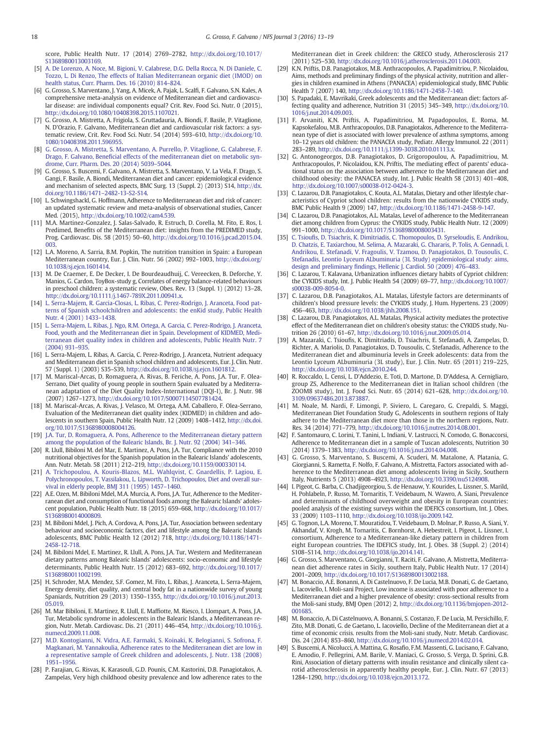score, Public Health Nutr. 17 (2014) 2769–2782, http://dx.doi.org/10.1017/S1368980013003169.

[5] A. De Lorenzo, A. Noce, M. Bigioni, V. Calabrese, D.G. Della Rocca, N. Di Daniele, C. Tozzo, L. Di Renzo, The effects of Italian Mediterranean organic diet (IMOD) on health status, Curr. Pharm. Des. 16 (2010) 814–824.

[6] G. Grosso, S. Marventano, J. Yang, A. Micek, A. Pajak, L. Scalfi, F. Galvano, S.N. Kales, A comprehensive meta-analysis on evidence of Mediterranean diet and cardiovascular disease: are individual components equal? Crit. Rev. Food Sci. Nutr. 0 (2015), http://dx.doi.org/10.1080/10408398.2015.1107021.

[7] G. Grosso, A. Mistretta, A. Frigiola, S. Gruttadauria, A. Biondi, F. Basile, P. Vitaglione, N. D'Orazio, F. Galvano, Mediterranean diet and cardiovascular risk factors: a systematic review, Crit. Rev. Food Sci. Nutr. 54 (2014) 593–610, http://dx.doi.org/10.1080/10408398.2011.596955.

[8] G. Grosso, A. Mistretta, S. Marventano, A. Purrello, P. Vitaglione, G. Calabrese, F. Drago, F. Galvano, Beneficial effects of the mediterranean diet on metabolic syndrome, Curr. Pharm. Des. 20 (2014) 5039–5044.

[9] G. Grosso, S. Buscemi, F. Galvano, A. Mistretta, S. Marventano, V. La Vela, F. Drago, S. Gangi, F. Basile, A. Biondi, Mediterranean diet and cancer: epidemiological evidence and mechanism of selected aspects, BMC Surg. 13 (Suppl. 2) (2013) S14, http://dx.doi.org/10.1186/1471-2482-13-S2-S14.

[10] L. Schwingshackl, G. Hoffmann, Adherence to Mediterranean diet and risk of cancer: an updated systematic review and meta-analysis of observational studies, Cancer Med. (2015), http://dx.doi.org/10.1002/cam4.539.

[11] M.A. Martinez-Gonzalez, J. Salas-Salvado, R. Estruch, D. Corella, M. Fito, E. Ros, I. Predimed, Benefits of the Mediterranean diet: insights from the PREDIMED study, Prog. Cardiovasc. Dis. 58 (2015) 50–60, http://dx.doi.org/10.1016/j.pcad.2015.04.003.

[12] L.A. Moreno, A. Sarria, B.M. Popkin, The nutrition transition in Spain: a European Mediterranean country, Eur. J. Clin. Nutr. 56 (2002) 992–1003, http://dx.doi.org/10.1038/sj.ejcn.1601414.

[13] M. De Craemer, E. De Decker, I. De Bourdeaudhuij, C. Vereecken, B. Deforche, Y. Manios, G. Cardon, ToyBox-study g, Correlates of energy balance-related behaviours in preschool children: a systematic review, Obes. Rev. 13 (Suppl. 1) (2012) 13–28, http://dx.doi.org/10.1111/j.1467-789X.2011.00941.x.

[14] L. Serra-Majem, R. Garcia-Closas, L. Ribas, C. Perez-Rodrigo, J. Aranceta, Food patterns of Spanish schoolchildren and adolescents: the enKid study, Public Health Nutr. 4 (2001) 1433–1438.

[15] L. Serra-Majem, L. Ribas, J. Ngo, R.M. Ortega, A. Garcia, C. Perez-Rodrigo, J. Aranceta, Food, youth and the Mediterranean diet in Spain. Development of KIDMED, Mediterranean diet quality index in children and adolescents, Public Health Nutr. 7 (2004) 931–935.

[16] L. Serra-Majem, L. Ribas, A. Garcia, C. Perez-Rodrigo, J. Aranceta, Nutrient adequacy and Mediterranean diet in Spanish school children and adolescents, Eur. J. Clin. Nutr. 57 (Suppl. 1) (2003) S35–S39, http://dx.doi.org/10.1038/sj.ejcn.1601812.

[17] M. Mariscal-Arcas, D. Romaguera, A. Rivas, B. Feriche, A. Pons, J.A. Tur, F. Olea-Serrano, Diet quality of young people in southern Spain evaluated by a Mediterranean adaptation of the Diet Quality Index-International (DQI-I), Br. J. Nutr. 98 (2007) 1267–1273, http://dx.doi.org/10.1017/S0007114507781424.

[18] M. Mariscal-Arcas, A. Rivas, J. Velasco, M. Ortega, A.M. Caballero, F. Olea-Serrano, Evaluation of the Mediterranean diet quality index (KIDMED) in children and adolescents in southern Spain, Public Health Nutr. 12 (2009) 1408–1412, http://dx.doi.org/10.1017/S1368980008004126.

[19] J.A. Tur, D. Romaguera, A. Pons, Adherence to the Mediterranean dietary pattern among the population of the Balearic Islands, Br. J. Nutr. 92 (2004) 341–346.

[20] R. Llull, Bibiloni M. del Mar, E. Martinez, A. Pons, J.A. Tur, Compliance with the 2010 nutritional objectives for the Spanish population in the Balearic Islands' adolescents, Ann. Nutr. Metab. 58 (2011) 212–219, http://dx.doi.org/10.1159/000330114.

[21] A. Trichopoulou, A. Kouris-Blazos, M.L. Wahlqvist, C. Gnardellis, P. Lagiou, E. Polychronopoulos, T. Vassilakou, L. Lipworth, D. Trichopoulos, Diet and overall survival in elderly people, BMJ 311 (1995) 1457–1460.

[22] A.E. Ozen, M. Bibiloni Mdel, M.A. Murcia, A. Pons, J.A. Tur, Adherence to the Mediterranean diet and consumption of functional foods among the Balearic Islands' adolescent population, Public Health Nutr. 18 (2015) 659–668, http://dx.doi.org/10.1017/S1368980014000809.

[23] M. Bibiloni Mdel, J. Pich, A. Cordova, A. Pons, J.A. Tur, Association between sedentary behaviour and socioeconomic factors, diet and lifestyle among the Balearic Islands adolescents, BMC Public Health 12 (2012) 718, http://dx.doi.org/10.1186/1471-2458-12-718.

[24] M. Bibiloni Mdel, E. Martinez, R. Llull, A. Pons, J.A. Tur, Western and Mediterranean dietary patterns among Balearic Islands' adolescents: socio-economic and lifestyle determinants, Public Health Nutr. 15 (2012) 683–692, http://dx.doi.org/10.1017/S1368980011002199.

[25] H. Schroder, M.A. Mendez, S.F. Gomez, M. Fito, L. Ribas, J. Aranceta, L. Serra-Majem, Energy density, diet quality, and central body fat in a nationwide survey of young Spaniards, Nutrition 29 (2013) 1350–1355, http://dx.doi.org/10.1016/j.nut.2013.05.019.

[26] M. Mar Bibiloni, E. Martinez, R. Llull, E. Maffiotte, M. Riesco, I. Llompart, A. Pons, J.A. Tur, Metabolic syndrome in adolescents in the Balearic Islands, a Mediterranean region, Nutr. Metab. Cardiovasc. Dis. 21 (2011) 446–454, http://dx.doi.org/10.1016/j.numecd.2009.11.008.

[27] M.D. Kontogianni, N. Vidra, A.E. Farmaki, S. Koinaki, K. Belogianni, S. Sofrona, F. Magkanari, M. Yannakoulia, Adherence rates to the Mediterranean diet are low in a representative sample of Greek children and adolescents, J. Nutr. 138 (2008) 1951–1956.

[28] P. Farajian, G. Risvas, K. Karasouli, G.D. Pounis, C.M. Kastorini, D.B. Panagiotakos, A. Zampelas, Very high childhood obesity prevalence and low adherence rates to the Mediterranean diet in Greek children: the GRECO study, Atherosclerosis 217 (2011) 525–530, http://dx.doi.org/10.1016/j.atherosclerosis.2011.04.003.

[29] K.N. Priftis, D.B. Panagiotakos, M.B. Anthracopoulos, A. Papadimitriou, P. Nicolaidou, Aims, methods and preliminary findings of the physical activity, nutrition and allergies in children examined in Athens (PANACEA) epidemiological study, BMC Public Health 7 (2007) 140, http://dx.doi.org/10.1186/1471-2458-7-140.

[30] S. Papadaki, E. Mavrikaki, Greek adolescents and the Mediterranean diet: factors affecting quality and adherence, Nutrition 31 (2015) 345–349, http://dx.doi.org/10.1016/j.nut.2014.09.003.

[31] F. Arvaniti, K.N. Priftis, A. Papadimitriou, M. Papadopoulos, E. Roma, M. Kapsokefalou, M.B. Anthracopoulos, D.B. Panagiotakos, Adherence to the Mediterranean type of diet is associated with lower prevalence of asthma symptoms, among 10–12 years old children: the PANACEA study, Pediatr. Allergy Immunol. 22 (2011) 283–289, http://dx.doi.org/10.1111/j.1399-3038.2010.01113.x.

[32] G. Antonogeorgos, D.B. Panagiotakos, D. Grigoropoulou, A. Papadimitriou, M. Anthracopoulos, P. Nicolaidou, K.N. Priftis, The mediating effect of parents' educational status on the association between adherence to the Mediterranean diet and childhood obesity: the PANACEA study, Int. J. Public Health 58 (2013) 401–408, http://dx.doi.org/10.1007/s00038-012-0424-3.

[33] C. Lazarou, D.B. Panagiotakos, C. Kouta, A.L. Matalas, Dietary and other lifestyle characteristics of Cypriot school children: results from the nationwide CYKIDS study, BMC Public Health 9 (2009) 147, http://dx.doi.org/10.1186/1471-2458-9-147.

[34] C. Lazarou, D.B. Panagiotakos, A.L. Matalas, Level of adherence to the Mediterranean diet among children from Cyprus: the CYKIDS study, Public Health Nutr. 12 (2009) 991–1000, http://dx.doi.org/10.1017/S1368980008003431.

[35] C. Tsioufis, D. Tsiachris, K. Dimitriadis, C. Thomopoulos, D. Syrseloudis, E. Andrikou, D. Chatzis, E. Taxiarchou, M. Selima, A. Mazaraki, G. Chararis, P. Tolis, A. Gennadi, I. Andrikou, E. Stefanadi, V. Fragoulis, V. Tzamou, D. Panagiotakos, D. Tousoulis, C. Stefanadis, Leontio Lyceum ALbuminuria (3L Study) epidemiological study: aims, design and preliminary findings, Hellenic J. Cardiol. 50 (2009) 476–483.

[36] C. Lazarou, T. Kalavana, Urbanization influences dietary habits of Cypriot children: the CYKIDS study, Int. J. Public Health 54 (2009) 69–77, http://dx.doi.org/10.1007/s00038-009-8054-0.

[37] C. Lazarou, D.B. Panagiotakos, A.L. Matalas, Lifestyle factors are determinants of children's blood pressure levels: the CYKIDS study, J. Hum. Hypertens. 23 (2009) 456–463, http://dx.doi.org/10.1038/jhh.2008.151.

[38] C. Lazarou, D.B. Panagiotakos, A.L. Matalas, Physical activity mediates the protective effect of the Mediterranean diet on children's obesity status: the CYKIDS study, Nutrition 26 (2010) 61–67, http://dx.doi.org/10.1016/j.nut.2009.05.014.

[39] A. Mazaraki, C. Tsioufis, K. Dimitriadis, D. Tsiachris, E. Stefanadi, A. Zampelas, D. Richter, A. Mariolis, D. Panagiotakos, D. Tousoulis, C. Stefanadis, Adherence to the Mediterranean diet and albuminuria levels in Greek adolescents: data from the Leontio Lyceum ALbuminuria (3L study), Eur. J. Clin. Nutr. 65 (2011) 219–225, http://dx.doi.org/10.1038/ejcn.2010.244.

[40] R. Roccaldo, L. Censi, L. D'Addezio, E. Toti, D. Martone, D. D'Addesa, A. Cernigliaro, group ZS, Adherence to the Mediterranean diet in Italian school children (the ZOOM8 study), Int. J. Food Sci. Nutr. 65 (2014) 621–628, http://dx.doi.org/10.3109/09637486.2013.873887.

[41] M. Noale, M. Nardi, F. Limongi, P. Siviero, L. Caregaro, G. Crepaldi, S. Maggi, Mediterranean Diet Foundation Study G, Adolescents in southern regions of Italy adhere to the Mediterranean diet more than those in the northern regions, Nutr. Res. 34 (2014) 771–779, http://dx.doi.org/10.1016/j.nutres.2014.08.001.

[42] F. Santomauro, C. Lorini, T. Tanini, L. Indiani, V. Lastrucci, N. Comodo, G. Bonaccorsi, Adherence to Mediterranean diet in a sample of Tuscan adolescents, Nutrition 30 (2014) 1379–1383, http://dx.doi.org/10.1016/j.nut.2014.04.008.

[43] G. Grosso, S. Marventano, S. Buscemi, A. Scuderi, M. Matalone, A. Platania, G. Giorgianni, S. Rametta, F. Nolfo, F. Galvano, A. Mistretta, Factors associated with adherence to the Mediterranean diet among adolescents living in Sicily, Southern Italy, Nutrients 5 (2013) 4908–4923, http://dx.doi.org/10.3390/nu5124908.

[44] I. Pigeot, G. Barba, C. Chadjigeorgiou, S. de Henauw, Y. Kourides, L. Lissner, S. Marild, H. Pohlabeln, P. Russo, M. Tornaritis, T. Veidebaum, N. Wawro, A. Siani, Prevalence and determinants of childhood overweight and obesity in European countries: pooled analysis of the existing surveys within the IDEFICS consortium, Int. J. Obes. 33 (2009) 1103–1110, http://dx.doi.org/10.1038/ijo.2009.142.

[45] G. Tognon, L.A. Moreno, T. Mouratidou, T. Veidebaum, D. Molnar, P. Russo, A. Siani, Y. Akhandaf, V. Krogh, M. Tornaritis, C. Bornhorst, A. Hebestreit, I. Pigeot, L. Lissner, I. consortium, Adherence to a Mediterranean-like dietary pattern in children from eight European countries. The IDEFICS study, Int. J. Obes. 38 (Suppl. 2) (2014) S108–S114, http://dx.doi.org/10.1038/ijo.2014.141.

[46] G. Grosso, S. Marventano, G. Giorgianni, T. Raciti, F. Galvano, A. Mistretta, Mediterranean diet adherence rates in Sicily, southern Italy, Public Health Nutr. 17 (2014) 2001–2009, http://dx.doi.org/10.1017/S1368980013002188.

[47] M. Bonaccio, A.E. Bonanni, A. Di Castelnuovo, F. De Lucia, M.B. Donati, G. de Gaetano, L. Iacoviello, I. Moli-sani Project, Low income is associated with poor adherence to a Mediterranean diet and a higher prevalence of obesity: cross-sectional results from the Moli-sani study, BMJ Open (2012) 2, http://dx.doi.org/10.1136/bmjopen-2012-001685.

[48] M. Bonaccio, A. Di Castelnuovo, A. Bonanni, S. Costanzo, F. De Lucia, M. Persichillo, F. Zito, M.B. Donati, G. de Gaetano, L. Iacoviello, Decline of the Mediterranean diet at a time of economic crisis. results from the Moli-sani study, Nutr. Metab. Cardiovasc. Dis. 24 (2014) 853–860, http://dx.doi.org/10.1016/j.numecd.2014.02.014.

[49] S. Buscemi, A. Nicolucci, A. Mattina, G. Rosafio, F.M. Massenti, G. Lucisano, F. Galvano, E. Amodio, F. Pellegrini, A.M. Barile, V. Maniaci, G. Grosso, S. Verga, D. Sprini, G.B. Rini, Association of dietary patterns with insulin resistance and clinically silent carotid atherosclerosis in apparently healthy people, Eur. J. Clin. Nutr. 67 (2013) 1284–1290, http://dx.doi.org/10.1038/ejcn.2013.172.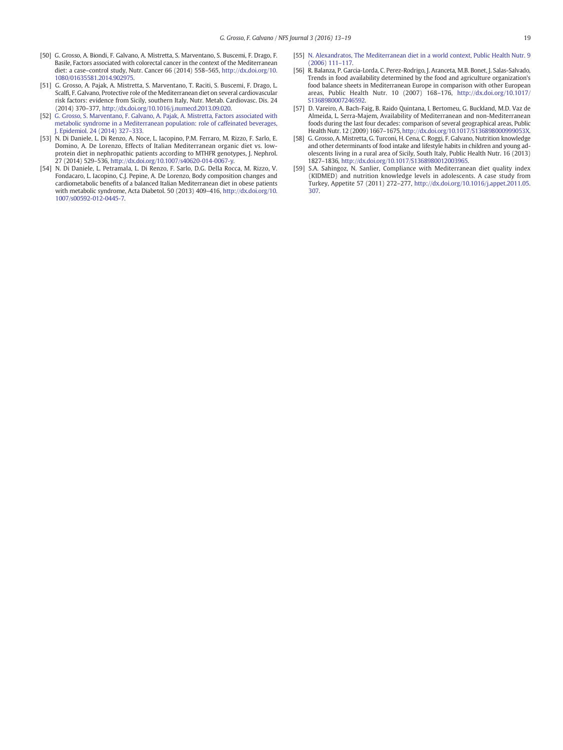[50] G. Grosso, A. Biondi, F. Galvano, A. Mistretta, S. Marventano, S. Buscemi, F. Drago, F. Basile, Factors associated with colorectal cancer in the context of the Mediterranean diet: a case–control study, Nutr. Cancer 66 (2014) 558–565, http://dx.doi.org/10.1080/01635581.2014.902975.

[51] G. Grosso, A. Pajak, A. Mistretta, S. Marventano, T. Raciti, S. Buscemi, F. Drago, L. Scalfi, F. Galvano, Protective role of the Mediterranean diet on several cardiovascular risk factors: evidence from Sicily, southern Italy, Nutr. Metab. Cardiovasc. Dis. 24 (2014) 370–377, http://dx.doi.org/10.1016/j.numecd.2013.09.020.

[52] G. Grosso, S. Marventano, F. Galvano, A. Pajak, A. Mistretta, Factors associated with metabolic syndrome in a Mediterranean population: role of caffeinated beverages, J. Epidemiol. 24 (2014) 327–333.

[53] N. Di Daniele, L. Di Renzo, A. Noce, L. Iacopino, P.M. Ferraro, M. Rizzo, F. Sarlo, E. Domino, A. De Lorenzo, Effects of Italian Mediterranean organic diet vs. low-protein diet in nephropathic patients according to MTHFR genotypes, J. Nephrol. 27 (2014) 529–536, http://dx.doi.org/10.1007/s40620-014-0067-y.

[54] N. Di Daniele, L. Petramala, L. Di Renzo, F. Sarlo, D.G. Della Rocca, M. Rizzo, V. Fondacaro, L. Iacopino, C.J. Pepine, A. De Lorenzo, Body composition changes and cardiometabolic benefits of a balanced Italian Mediterranean diet in obese patients with metabolic syndrome, Acta Diabetol. 50 (2013) 409–416, http://dx.doi.org/10.1007/s00592-012-0445-7.

[55] N. Alexandratos, The Mediterranean diet in a world context, Public Health Nutr. 9 (2006) 111–117.

[56] R. Balanza, P. Garcia-Lorda, C. Perez-Rodrigo, J. Aranceta, M.B. Bonet, J. Salas-Salvado, Trends in food availability determined by the food and agriculture organization's food balance sheets in Mediterranean Europe in comparison with other European areas, Public Health Nutr. 10 (2007) 168–176, http://dx.doi.org/10.1017/S1368980007246592.

[57] D. Vareiro, A. Bach-Faig, B. Raido Quintana, I. Bertomeu, G. Buckland, M.D. Vaz de Almeida, L. Serra-Majem, Availability of Mediterranean and non-Mediterranean foods during the last four decades: comparison of several geographical areas, Public Health Nutr. 12 (2009) 1667–1675, http://dx.doi.org/10.1017/S136898000999053X.

[58] G. Grosso, A. Mistretta, G. Turconi, H. Cena, C. Roggi, F. Galvano, Nutrition knowledge and other determinants of food intake and lifestyle habits in children and young adolescents living in a rural area of Sicily, South Italy, Public Health Nutr. 16 (2013) 1827–1836, http://dx.doi.org/10.1017/S1368980012003965.

[59] S.A. Sahingoz, N. Sanlier, Compliance with Mediterranean diet quality index (KIDMED) and nutrition knowledge levels in adolescents. A case study from Turkey, Appetite 57 (2011) 272–277, http://dx.doi.org/10.1016/j.appet.2011.05.307.